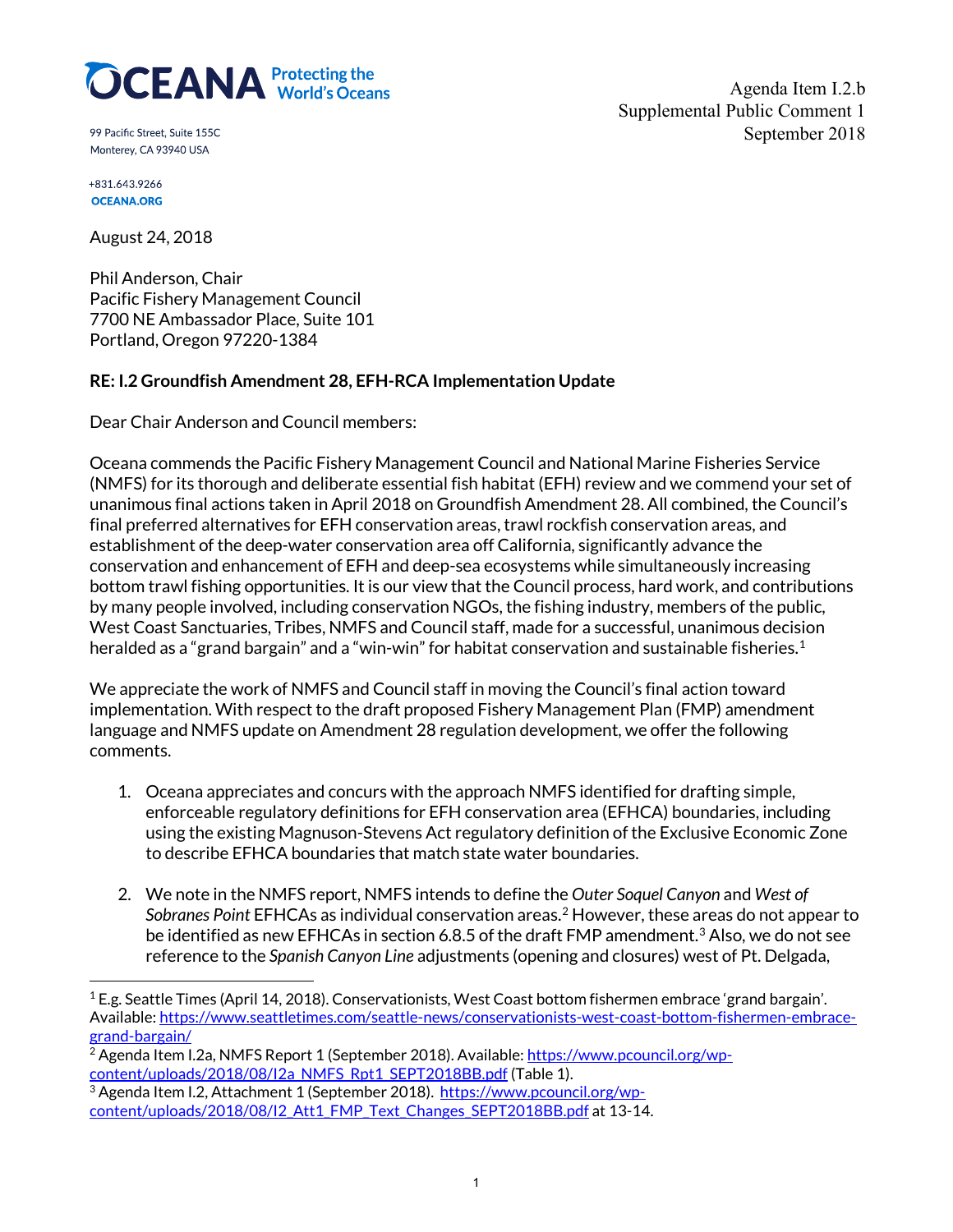**OCEANA** Protecting the World's Oceans

99 Pacific Street, Suite 155C
Monterey, CA 93940 USA

+831.643.9266
OCEANA.ORG

Agenda Item I.2.b
Supplemental Public Comment 1
September 2018

August 24, 2018

Phil Anderson, Chair
Pacific Fishery Management Council
7700 NE Ambassador Place, Suite 101
Portland, Oregon 97220-1384

**RE: I.2 Groundfish Amendment 28, EFH-RCA Implementation Update**

Dear Chair Anderson and Council members:

Oceana commends the Pacific Fishery Management Council and National Marine Fisheries Service (NMFS) for its thorough and deliberate essential fish habitat (EFH) review and we commend your set of unanimous final actions taken in April 2018 on Groundfish Amendment 28. All combined, the Council's final preferred alternatives for EFH conservation areas, trawl rockfish conservation areas, and establishment of the deep-water conservation area off California, significantly advance the conservation and enhancement of EFH and deep-sea ecosystems while simultaneously increasing bottom trawl fishing opportunities. It is our view that the Council process, hard work, and contributions by many people involved, including conservation NGOs, the fishing industry, members of the public, West Coast Sanctuaries, Tribes, NMFS and Council staff, made for a successful, unanimous decision heralded as a "grand bargain" and a "win-win" for habitat conservation and sustainable fisheries.[1]

We appreciate the work of NMFS and Council staff in moving the Council's final action toward implementation. With respect to the draft proposed Fishery Management Plan (FMP) amendment language and NMFS update on Amendment 28 regulation development, we offer the following comments.

1. Oceana appreciates and concurs with the approach NMFS identified for drafting simple, enforceable regulatory definitions for EFH conservation area (EFHCA) boundaries, including using the existing Magnuson-Stevens Act regulatory definition of the Exclusive Economic Zone to describe EFHCA boundaries that match state water boundaries.

2. We note in the NMFS report, NMFS intends to define the *Outer Soquel Canyon* and *West of Sobranes Point* EFHCAs as individual conservation areas.[2] However, these areas do not appear to be identified as new EFHCAs in section 6.8.5 of the draft FMP amendment.[3] Also, we do not see reference to the *Spanish Canyon Line* adjustments (opening and closures) west of Pt. Delgada,

---

[1] E.g. Seattle Times (April 14, 2018). Conservationists, West Coast bottom fishermen embrace 'grand bargain'. Available: https://www.seattletimes.com/seattle-news/conservationists-west-coast-bottom-fishermen-embrace-grand-bargain/

[2] Agenda Item I.2a, NMFS Report 1 (September 2018). Available: https://www.pcouncil.org/wp-content/uploads/2018/08/I2a_NMFS_Rpt1_SEPT2018BB.pdf (Table 1).

[3] Agenda Item I.2, Attachment 1 (September 2018). https://www.pcouncil.org/wp-content/uploads/2018/08/I2_Att1_FMP_Text_Changes_SEPT2018BB.pdf at 13-14.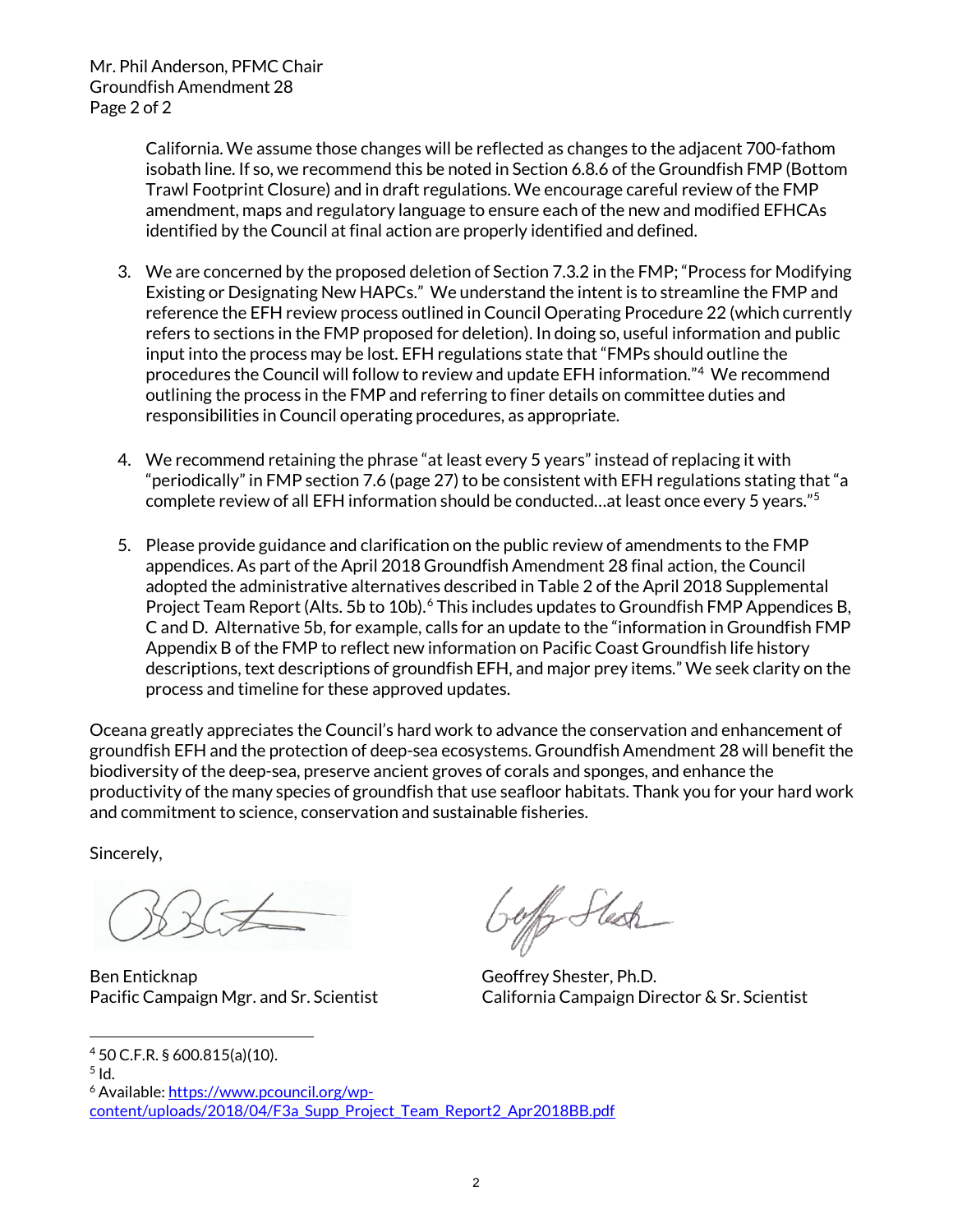California. We assume those changes will be reflected as changes to the adjacent 700-fathom isobath line. If so, we recommend this be noted in Section 6.8.6 of the Groundfish FMP (Bottom Trawl Footprint Closure) and in draft regulations. We encourage careful review of the FMP amendment, maps and regulatory language to ensure each of the new and modified EFHCAs identified by the Council at final action are properly identified and defined.

3. We are concerned by the proposed deletion of Section 7.3.2 in the FMP; "Process for Modifying Existing or Designating New HAPCs." We understand the intent is to streamline the FMP and reference the EFH review process outlined in Council Operating Procedure 22 (which currently refers to sections in the FMP proposed for deletion). In doing so, useful information and public input into the process may be lost. EFH regulations state that "FMPs should outline the procedures the Council will follow to review and update EFH information."[4] We recommend outlining the process in the FMP and referring to finer details on committee duties and responsibilities in Council operating procedures, as appropriate.

4. We recommend retaining the phrase "at least every 5 years" instead of replacing it with "periodically" in FMP section 7.6 (page 27) to be consistent with EFH regulations stating that "a complete review of all EFH information should be conducted…at least once every 5 years."[5]

5. Please provide guidance and clarification on the public review of amendments to the FMP appendices. As part of the April 2018 Groundfish Amendment 28 final action, the Council adopted the administrative alternatives described in Table 2 of the April 2018 Supplemental Project Team Report (Alts. 5b to 10b).[6] This includes updates to Groundfish FMP Appendices B, C and D. Alternative 5b, for example, calls for an update to the "information in Groundfish FMP Appendix B of the FMP to reflect new information on Pacific Coast Groundfish life history descriptions, text descriptions of groundfish EFH, and major prey items." We seek clarity on the process and timeline for these approved updates.

Oceana greatly appreciates the Council's hard work to advance the conservation and enhancement of groundfish EFH and the protection of deep-sea ecosystems. Groundfish Amendment 28 will benefit the biodiversity of the deep-sea, preserve ancient groves of corals and sponges, and enhance the productivity of the many species of groundfish that use seafloor habitats. Thank you for your hard work and commitment to science, conservation and sustainable fisheries.

Sincerely,

Ben Enticknap
Pacific Campaign Mgr. and Sr. Scientist

Geoffrey Shester, Ph.D.
California Campaign Director & Sr. Scientist

---

[4] 50 C.F.R. § 600.815(a)(10).
[5] Id.
[6] Available: https://www.pcouncil.org/wp-content/uploads/2018/04/F3a_Supp_Project_Team_Report2_Apr2018BB.pdf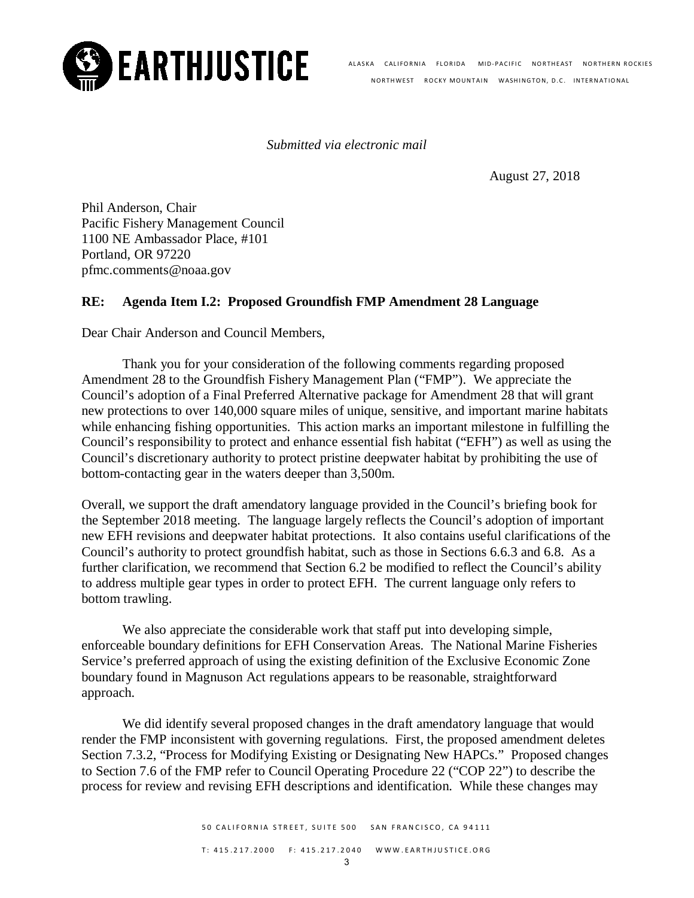**EARTHJUSTICE**

ALASKA CALIFORNIA FLORIDA MID-PACIFIC NORTHEAST NORTHERN ROCKIES NORTHWEST ROCKY MOUNTAIN WASHINGTON, D.C. INTERNATIONAL

*Submitted via electronic mail*

August 27, 2018

Phil Anderson, Chair
Pacific Fishery Management Council
1100 NE Ambassador Place, #101
Portland, OR 97220
pfmc.comments@noaa.gov

**RE: Agenda Item I.2: Proposed Groundfish FMP Amendment 28 Language**

Dear Chair Anderson and Council Members,

Thank you for your consideration of the following comments regarding proposed Amendment 28 to the Groundfish Fishery Management Plan ("FMP"). We appreciate the Council's adoption of a Final Preferred Alternative package for Amendment 28 that will grant new protections to over 140,000 square miles of unique, sensitive, and important marine habitats while enhancing fishing opportunities. This action marks an important milestone in fulfilling the Council's responsibility to protect and enhance essential fish habitat ("EFH") as well as using the Council's discretionary authority to protect pristine deepwater habitat by prohibiting the use of bottom-contacting gear in the waters deeper than 3,500m.

Overall, we support the draft amendatory language provided in the Council's briefing book for the September 2018 meeting. The language largely reflects the Council's adoption of important new EFH revisions and deepwater habitat protections. It also contains useful clarifications of the Council's authority to protect groundfish habitat, such as those in Sections 6.6.3 and 6.8. As a further clarification, we recommend that Section 6.2 be modified to reflect the Council's ability to address multiple gear types in order to protect EFH. The current language only refers to bottom trawling.

We also appreciate the considerable work that staff put into developing simple, enforceable boundary definitions for EFH Conservation Areas. The National Marine Fisheries Service's preferred approach of using the existing definition of the Exclusive Economic Zone boundary found in Magnuson Act regulations appears to be reasonable, straightforward approach.

We did identify several proposed changes in the draft amendatory language that would render the FMP inconsistent with governing regulations. First, the proposed amendment deletes Section 7.3.2, "Process for Modifying Existing or Designating New HAPCs." Proposed changes to Section 7.6 of the FMP refer to Council Operating Procedure 22 ("COP 22") to describe the process for review and revising EFH descriptions and identification. While these changes may

50 CALIFORNIA STREET, SUITE 500 SAN FRANCISCO, CA 94111

T: 415.217.2000 F: 415.217.2040 WWW.EARTHJUSTICE.ORG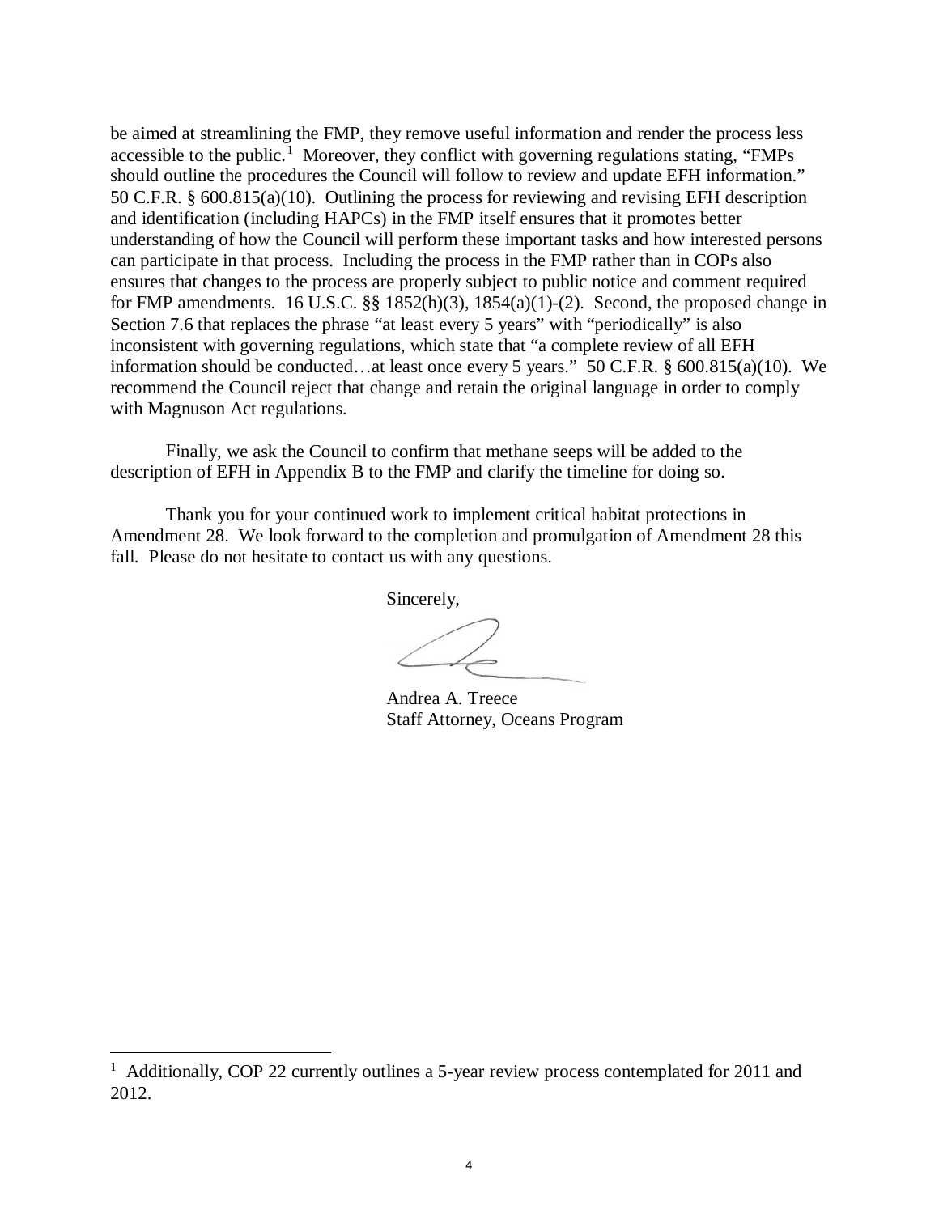be aimed at streamlining the FMP, they remove useful information and render the process less accessible to the public.[1] Moreover, they conflict with governing regulations stating, "FMPs should outline the procedures the Council will follow to review and update EFH information." 50 C.F.R. § 600.815(a)(10). Outlining the process for reviewing and revising EFH description and identification (including HAPCs) in the FMP itself ensures that it promotes better understanding of how the Council will perform these important tasks and how interested persons can participate in that process. Including the process in the FMP rather than in COPs also ensures that changes to the process are properly subject to public notice and comment required for FMP amendments. 16 U.S.C. §§ 1852(h)(3), 1854(a)(1)-(2). Second, the proposed change in Section 7.6 that replaces the phrase "at least every 5 years" with "periodically" is also inconsistent with governing regulations, which state that "a complete review of all EFH information should be conducted…at least once every 5 years." 50 C.F.R. § 600.815(a)(10). We recommend the Council reject that change and retain the original language in order to comply with Magnuson Act regulations.

Finally, we ask the Council to confirm that methane seeps will be added to the description of EFH in Appendix B to the FMP and clarify the timeline for doing so.

Thank you for your continued work to implement critical habitat protections in Amendment 28. We look forward to the completion and promulgation of Amendment 28 this fall. Please do not hesitate to contact us with any questions.

Sincerely,

Andrea A. Treece
Staff Attorney, Oceans Program

---

[1] Additionally, COP 22 currently outlines a 5-year review process contemplated for 2011 and 2012.